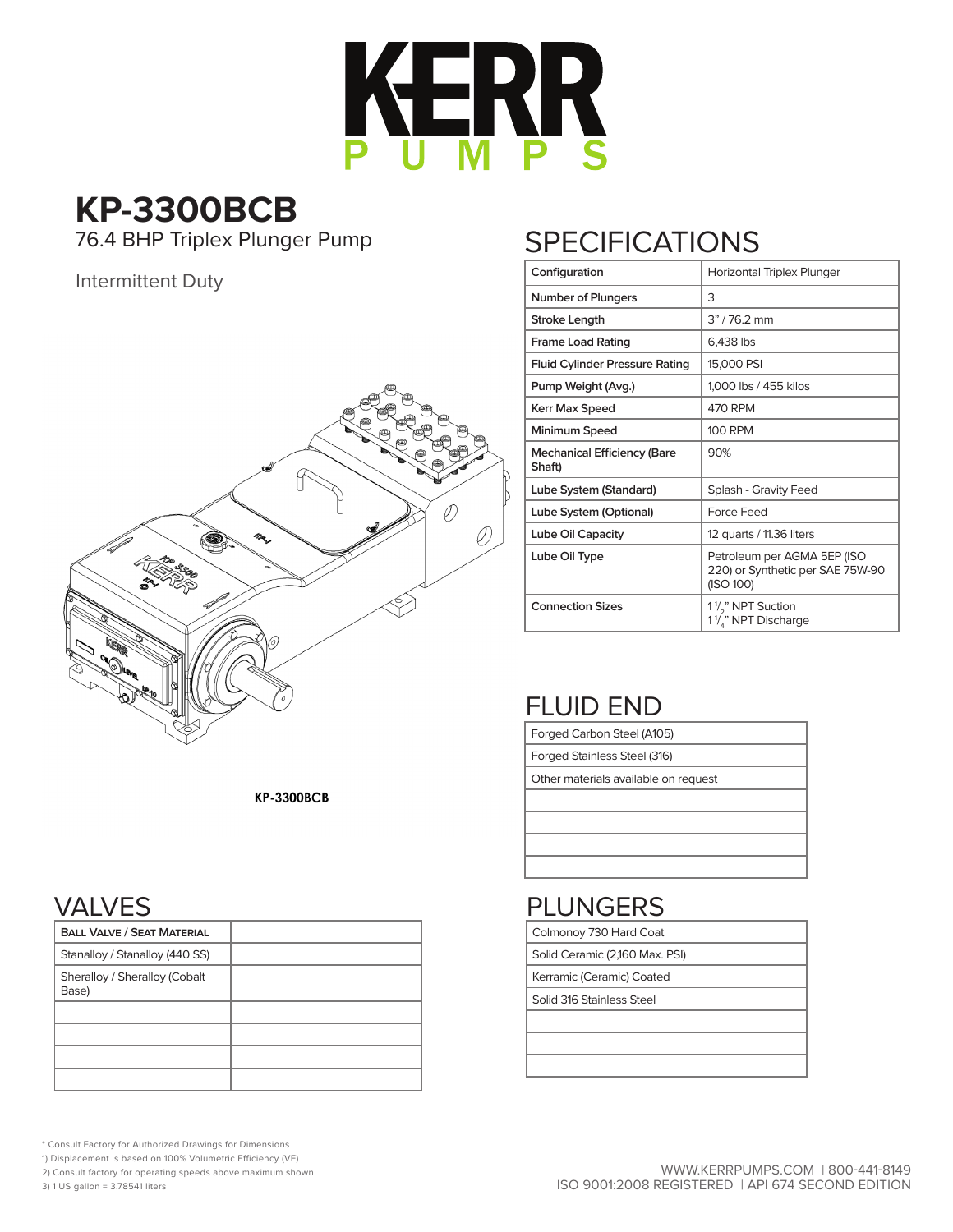# KERR PUMPS

## KP-3300BCB

76.4 BHP Triplex Plunger Pump

Intermittent Duty

KP-3300BCB

## SPECIFICATIONS

| | |
|---|---|
| Configuration | Horizontal Triplex Plunger |
| Number of Plungers | 3 |
| Stroke Length | 3" / 76.2 mm |
| Frame Load Rating | 6,438 lbs |
| Fluid Cylinder Pressure Rating | 15,000 PSI |
| Pump Weight (Avg.) | 1,000 lbs / 455 kilos |
| Kerr Max Speed | 470 RPM |
| Minimum Speed | 100 RPM |
| Mechanical Efficiency (Bare Shaft) | 90% |
| Lube System (Standard) | Splash - Gravity Feed |
| Lube System (Optional) | Force Feed |
| Lube Oil Capacity | 12 quarts / 11.36 liters |
| Lube Oil Type | Petroleum per AGMA 5EP (ISO 220) or Synthetic per SAE 75W-90 (ISO 100) |
| Connection Sizes | 1 1/2" NPT Suction<br>1 1/4" NPT Discharge |

## FLUID END

| |
|---|
| Forged Carbon Steel (A105) |
| Forged Stainless Steel (316) |
| Other materials available on request |
| |
| |
| |
| |

## VALVES

| Ball Valve / Seat Material | |
|---|---|
| Stanalloy / Stanalloy (440 SS) | |
| Sheralloy / Sheralloy (Cobalt Base) | |
| | |
| | |
| | |
| | |

## PLUNGERS

| |
|---|
| Colmonoy 730 Hard Coat |
| Solid Ceramic (2,160 Max. PSI) |
| Kerramic (Ceramic) Coated |
| Solid 316 Stainless Steel |
| |
| |
| |

\* Consult Factory for Authorized Drawings for Dimensions

1) Displacement is based on 100% Volumetric Efficiency (VE)

2) Consult factory for operating speeds above maximum shown

3) 1 US gallon = 3.78541 liters

WWW.KERRPUMPS.COM | 800-441-8149

ISO 9001:2008 REGISTERED | API 674 SECOND EDITION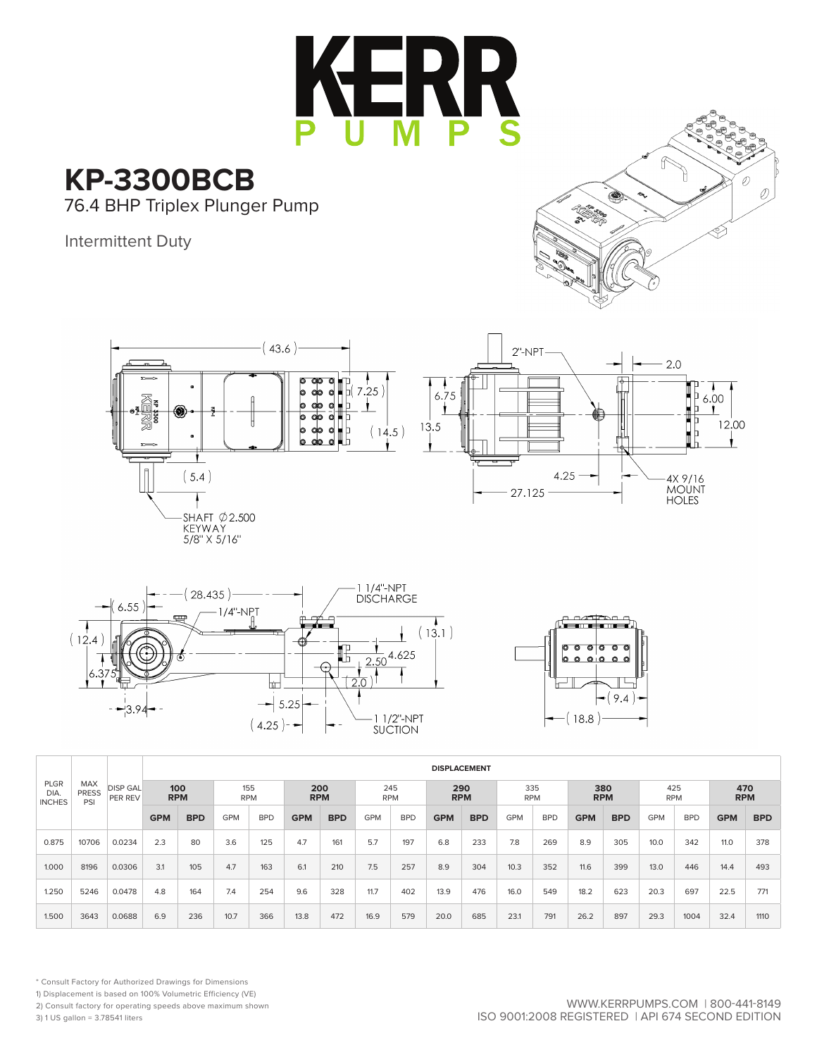# KP-3300BCB

76.4 BHP Triplex Plunger Pump

Intermittent Duty

43.6
7.25
14.5
5.4
SHAFT ∅2.500
KEYWAY
5/8" X 5/16"

2"-NPT
2.0
6.75
13.5
6.00
12.00
4.25
27.125
4X 9/16
MOUNT
HOLES

28.435
6.55
1/4"-NPT
1 1/4"-NPT
DISCHARGE
12.4
6.375
3.94
13.1
4.625
2.50
2.0
5.25
4.25
1 1/2"-NPT
SUCTION

9.4
18.8

| PLGR DIA. INCHES | MAX PRESS PSI | DISP GAL PER REV | DISPLACEMENT | | | | | | | | | | | | | | | | | |
|---|---|---|---|---|---|---|---|---|---|---|---|---|---|---|---|---|---|---|---|---|
| | | | **100 RPM** | | 155 RPM | | **200 RPM** | | 245 RPM | | **290 RPM** | | 335 RPM | | **380 RPM** | | 425 RPM | | **470 RPM** | |
| | | | **GPM** | **BPD** | GPM | BPD | **GPM** | **BPD** | GPM | BPD | **GPM** | **BPD** | GPM | BPD | **GPM** | **BPD** | GPM | BPD | **GPM** | **BPD** |
| 0.875 | 10706 | 0.0234 | 2.3 | 80 | 3.6 | 125 | 4.7 | 161 | 5.7 | 197 | 6.8 | 233 | 7.8 | 269 | 8.9 | 305 | 10.0 | 342 | 11.0 | 378 |
| 1.000 | 8196 | 0.0306 | 3.1 | 105 | 4.7 | 163 | 6.1 | 210 | 7.5 | 257 | 8.9 | 304 | 10.3 | 352 | 11.6 | 399 | 13.0 | 446 | 14.4 | 493 |
| 1.250 | 5246 | 0.0478 | 4.8 | 164 | 7.4 | 254 | 9.6 | 328 | 11.7 | 402 | 13.9 | 476 | 16.0 | 549 | 18.2 | 623 | 20.3 | 697 | 22.5 | 771 |
| 1.500 | 3643 | 0.0688 | 6.9 | 236 | 10.7 | 366 | 13.8 | 472 | 16.9 | 579 | 20.0 | 685 | 23.1 | 791 | 26.2 | 897 | 29.3 | 1004 | 32.4 | 1110 |

* Consult Factory for Authorized Drawings for Dimensions

1) Displacement is based on 100% Volumetric Efficiency (VE)

2) Consult factory for operating speeds above maximum shown

3) 1 US gallon = 3.78541 liters

WWW.KERRPUMPS.COM | 800-441-8149

ISO 9001:2008 REGISTERED | API 674 SECOND EDITION